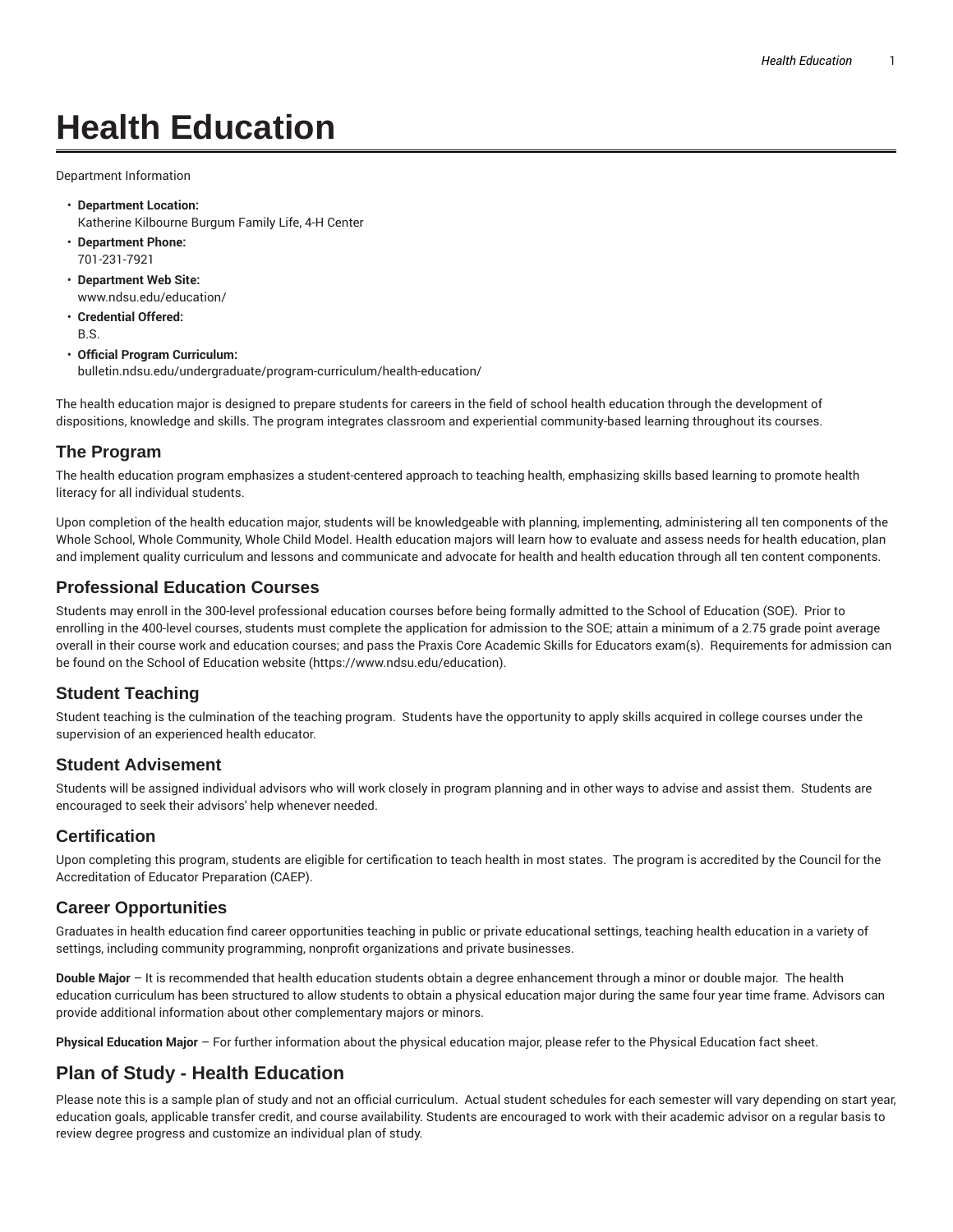# Health Education

Department Information

- **Department Location:**
  Katherine Kilbourne Burgum Family Life, 4-H Center
- **Department Phone:**
  701-231-7921
- **Department Web Site:**
  www.ndsu.edu/education/
- **Credential Offered:**
  B.S.
- **Official Program Curriculum:**
  bulletin.ndsu.edu/undergraduate/program-curriculum/health-education/

The health education major is designed to prepare students for careers in the field of school health education through the development of dispositions, knowledge and skills. The program integrates classroom and experiential community-based learning throughout its courses.

## The Program

The health education program emphasizes a student-centered approach to teaching health, emphasizing skills based learning to promote health literacy for all individual students.

Upon completion of the health education major, students will be knowledgeable with planning, implementing, administering all ten components of the Whole School, Whole Community, Whole Child Model. Health education majors will learn how to evaluate and assess needs for health education, plan and implement quality curriculum and lessons and communicate and advocate for health and health education through all ten content components.

## Professional Education Courses

Students may enroll in the 300-level professional education courses before being formally admitted to the School of Education (SOE). Prior to enrolling in the 400-level courses, students must complete the application for admission to the SOE; attain a minimum of a 2.75 grade point average overall in their course work and education courses; and pass the Praxis Core Academic Skills for Educators exam(s). Requirements for admission can be found on the School of Education website (https://www.ndsu.edu/education).

## Student Teaching

Student teaching is the culmination of the teaching program. Students have the opportunity to apply skills acquired in college courses under the supervision of an experienced health educator.

## Student Advisement

Students will be assigned individual advisors who will work closely in program planning and in other ways to advise and assist them. Students are encouraged to seek their advisors' help whenever needed.

## Certification

Upon completing this program, students are eligible for certification to teach health in most states. The program is accredited by the Council for the Accreditation of Educator Preparation (CAEP).

## Career Opportunities

Graduates in health education find career opportunities teaching in public or private educational settings, teaching health education in a variety of settings, including community programming, nonprofit organizations and private businesses.

**Double Major** – It is recommended that health education students obtain a degree enhancement through a minor or double major. The health education curriculum has been structured to allow students to obtain a physical education major during the same four year time frame. Advisors can provide additional information about other complementary majors or minors.

**Physical Education Major** – For further information about the physical education major, please refer to the Physical Education fact sheet.

# Plan of Study - Health Education

Please note this is a sample plan of study and not an official curriculum. Actual student schedules for each semester will vary depending on start year, education goals, applicable transfer credit, and course availability. Students are encouraged to work with their academic advisor on a regular basis to review degree progress and customize an individual plan of study.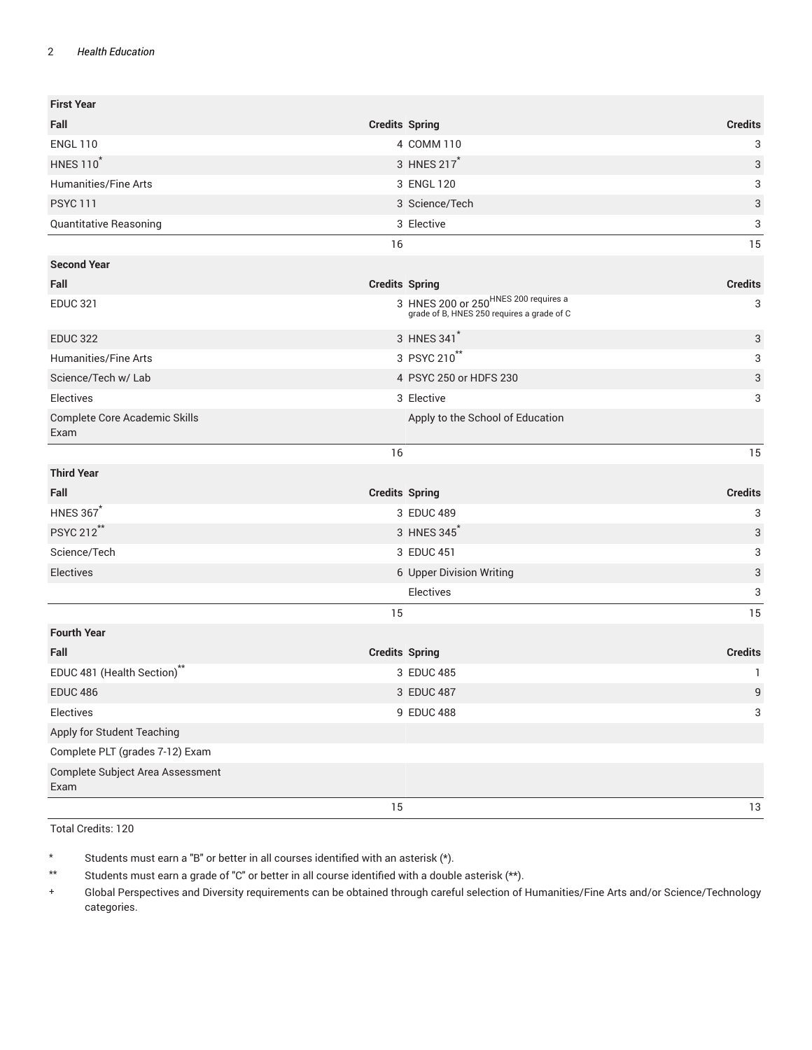| First Year | | | |
|---|---|---|---|
| **Fall** | **Credits** | **Spring** | **Credits** |
| ENGL 110 | 4 | COMM 110 | 3 |
| HNES 110* | 3 | HNES 217* | 3 |
| Humanities/Fine Arts | 3 | ENGL 120 | 3 |
| PSYC 111 | 3 | Science/Tech | 3 |
| Quantitative Reasoning | 3 | Elective | 3 |
| | 16 | | 15 |
| **Second Year** | | | |
| **Fall** | **Credits** | **Spring** | **Credits** |
| EDUC 321 | 3 | HNES 200 or 250 (HNES 200 requires a grade of B, HNES 250 requires a grade of C) | 3 |
| EDUC 322 | 3 | HNES 341* | 3 |
| Humanities/Fine Arts | 3 | PSYC 210** | 3 |
| Science/Tech w/ Lab | 4 | PSYC 250 or HDFS 230 | 3 |
| Electives | 3 | Elective | 3 |
| Complete Core Academic Skills Exam | | Apply to the School of Education | |
| | 16 | | 15 |
| **Third Year** | | | |
| **Fall** | **Credits** | **Spring** | **Credits** |
| HNES 367* | 3 | EDUC 489 | 3 |
| PSYC 212** | 3 | HNES 345* | 3 |
| Science/Tech | 3 | EDUC 451 | 3 |
| Electives | 6 | Upper Division Writing | 3 |
| | | Electives | 3 |
| | 15 | | 15 |
| **Fourth Year** | | | |
| **Fall** | **Credits** | **Spring** | **Credits** |
| EDUC 481 (Health Section)** | 3 | EDUC 485 | 1 |
| EDUC 486 | 3 | EDUC 487 | 9 |
| Electives | 9 | EDUC 488 | 3 |
| Apply for Student Teaching | | | |
| Complete PLT (grades 7-12) Exam | | | |
| Complete Subject Area Assessment Exam | | | |
| | 15 | | 13 |

Total Credits: 120

\* Students must earn a "B" or better in all courses identified with an asterisk (*).

\*\* Students must earn a grade of "C" or better in all course identified with a double asterisk (**).

\+ Global Perspectives and Diversity requirements can be obtained through careful selection of Humanities/Fine Arts and/or Science/Technology categories.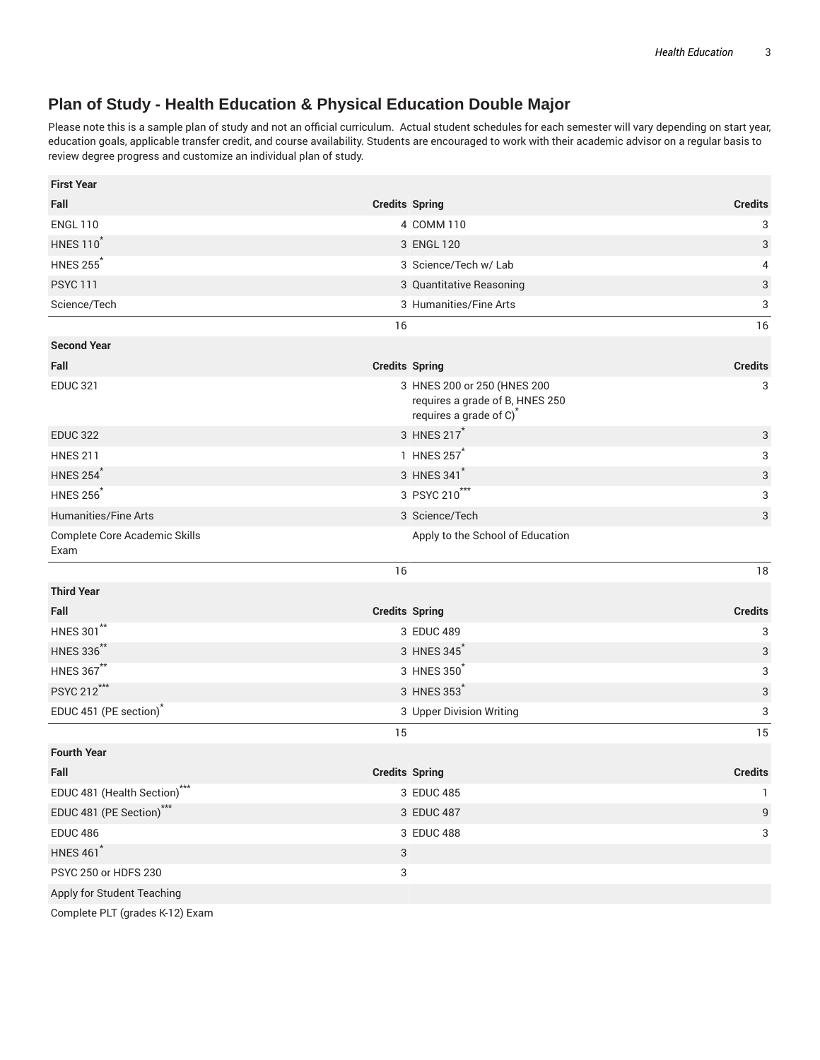## Plan of Study - Health Education & Physical Education Double Major

Please note this is a sample plan of study and not an official curriculum. Actual student schedules for each semester will vary depending on start year, education goals, applicable transfer credit, and course availability. Students are encouraged to work with their academic advisor on a regular basis to review degree progress and customize an individual plan of study.

| First Year | | | |
|---|---|---|---|
| **Fall** | **Credits** | **Spring** | **Credits** |
| ENGL 110 | 4 | COMM 110 | 3 |
| HNES 110* | 3 | ENGL 120 | 3 |
| HNES 255* | 3 | Science/Tech w/ Lab | 4 |
| PSYC 111 | 3 | Quantitative Reasoning | 3 |
| Science/Tech | 3 | Humanities/Fine Arts | 3 |
| | 16 | | 16 |
| **Second Year** | | | |
| **Fall** | **Credits** | **Spring** | **Credits** |
| EDUC 321 | 3 | HNES 200 or 250 (HNES 200 requires a grade of B, HNES 250 requires a grade of C)* | 3 |
| EDUC 322 | 3 | HNES 217* | 3 |
| HNES 211 | 1 | HNES 257* | 3 |
| HNES 254* | 3 | HNES 341* | 3 |
| HNES 256* | 3 | PSYC 210*** | 3 |
| Humanities/Fine Arts | 3 | Science/Tech | 3 |
| Complete Core Academic Skills Exam | | Apply to the School of Education | |
| | 16 | | 18 |
| **Third Year** | | | |
| **Fall** | **Credits** | **Spring** | **Credits** |
| HNES 301** | 3 | EDUC 489 | 3 |
| HNES 336** | 3 | HNES 345* | 3 |
| HNES 367** | 3 | HNES 350* | 3 |
| PSYC 212*** | 3 | HNES 353* | 3 |
| EDUC 451 (PE section)* | 3 | Upper Division Writing | 3 |
| | 15 | | 15 |
| **Fourth Year** | | | |
| **Fall** | **Credits** | **Spring** | **Credits** |
| EDUC 481 (Health Section)*** | 3 | EDUC 485 | 1 |
| EDUC 481 (PE Section)*** | 3 | EDUC 487 | 9 |
| EDUC 486 | 3 | EDUC 488 | 3 |
| HNES 461* | 3 | | |
| PSYC 250 or HDFS 230 | 3 | | |
| Apply for Student Teaching | | | |
| Complete PLT (grades K-12) Exam | | | |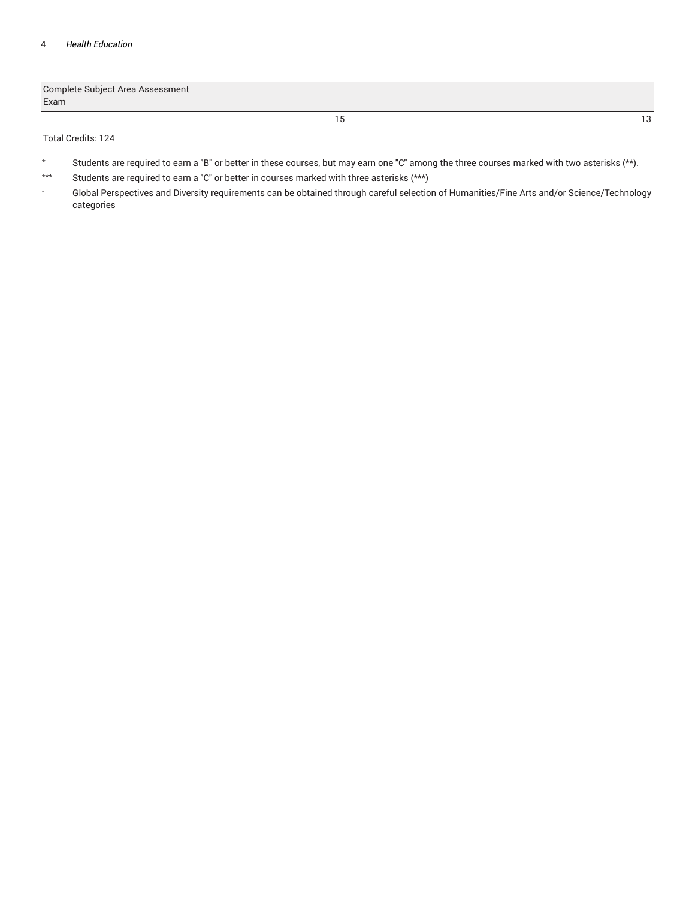| | |
|---|---|
| Complete Subject Area Assessment Exam | |
| 15 | 13 |

Total Credits: 124

\* Students are required to earn a "B" or better in these courses, but may earn one "C" among the three courses marked with two asterisks (**).

*** Students are required to earn a "C" or better in courses marked with three asterisks (***)

\- Global Perspectives and Diversity requirements can be obtained through careful selection of Humanities/Fine Arts and/or Science/Technology categories